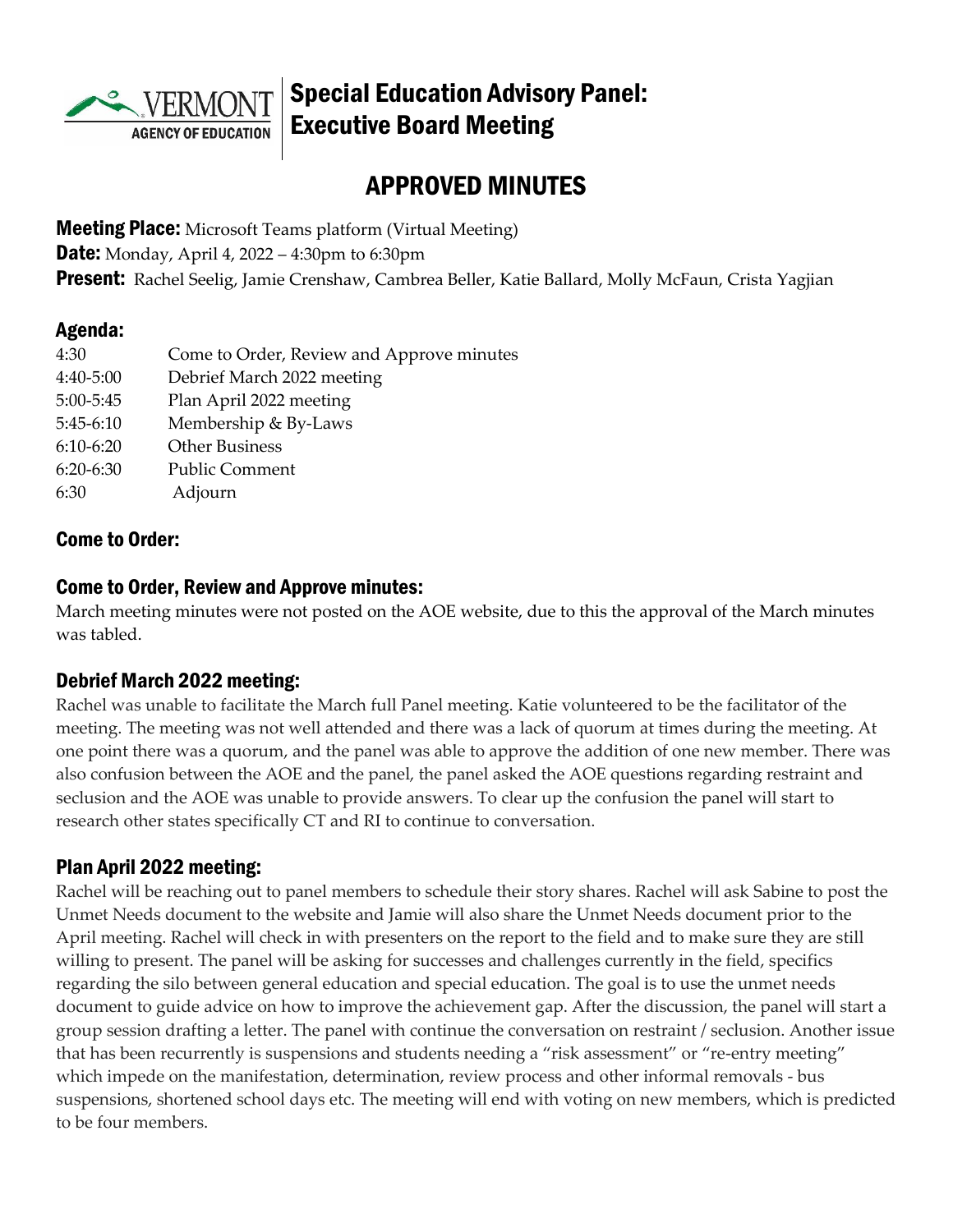# Special Education Advisory Panel: Executive Board Meeting

## APPROVED MINUTES

**Meeting Place:** Microsoft Teams platform (Virtual Meeting)

**Date:** Monday, April 4, 2022 – 4:30pm to 6:30pm

**Present:** Rachel Seelig, Jamie Crenshaw, Cambrea Beller, Katie Ballard, Molly McFaun, Crista Yagjian

### Agenda:

| | |
|---|---|
| 4:30 | Come to Order, Review and Approve minutes |
| 4:40-5:00 | Debrief March 2022 meeting |
| 5:00-5:45 | Plan April 2022 meeting |
| 5:45-6:10 | Membership & By-Laws |
| 6:10-6:20 | Other Business |
| 6:20-6:30 | Public Comment |
| 6:30 | Adjourn |

### Come to Order:

### Come to Order, Review and Approve minutes:

March meeting minutes were not posted on the AOE website, due to this the approval of the March minutes was tabled.

### Debrief March 2022 meeting:

Rachel was unable to facilitate the March full Panel meeting. Katie volunteered to be the facilitator of the meeting. The meeting was not well attended and there was a lack of quorum at times during the meeting. At one point there was a quorum, and the panel was able to approve the addition of one new member. There was also confusion between the AOE and the panel, the panel asked the AOE questions regarding restraint and seclusion and the AOE was unable to provide answers. To clear up the confusion the panel will start to research other states specifically CT and RI to continue to conversation.

### Plan April 2022 meeting:

Rachel will be reaching out to panel members to schedule their story shares. Rachel will ask Sabine to post the Unmet Needs document to the website and Jamie will also share the Unmet Needs document prior to the April meeting. Rachel will check in with presenters on the report to the field and to make sure they are still willing to present. The panel will be asking for successes and challenges currently in the field, specifics regarding the silo between general education and special education. The goal is to use the unmet needs document to guide advice on how to improve the achievement gap. After the discussion, the panel will start a group session drafting a letter. The panel with continue the conversation on restraint / seclusion. Another issue that has been recurrently is suspensions and students needing a "risk assessment" or "re-entry meeting" which impede on the manifestation, determination, review process and other informal removals - bus suspensions, shortened school days etc. The meeting will end with voting on new members, which is predicted to be four members.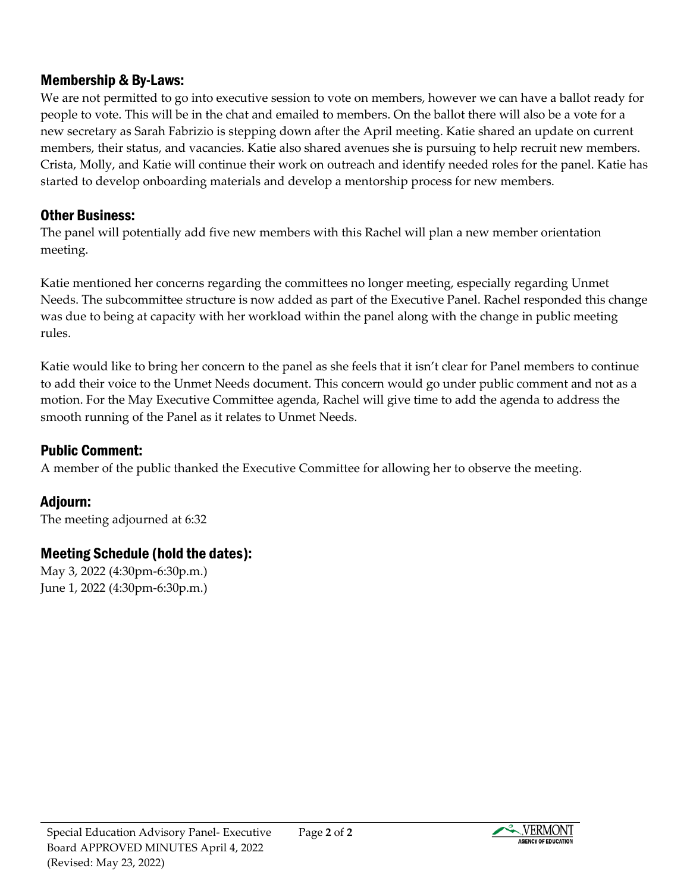## Membership & By-Laws:

We are not permitted to go into executive session to vote on members, however we can have a ballot ready for people to vote. This will be in the chat and emailed to members. On the ballot there will also be a vote for a new secretary as Sarah Fabrizio is stepping down after the April meeting. Katie shared an update on current members, their status, and vacancies. Katie also shared avenues she is pursuing to help recruit new members. Crista, Molly, and Katie will continue their work on outreach and identify needed roles for the panel. Katie has started to develop onboarding materials and develop a mentorship process for new members.

## Other Business:

The panel will potentially add five new members with this Rachel will plan a new member orientation meeting.

Katie mentioned her concerns regarding the committees no longer meeting, especially regarding Unmet Needs. The subcommittee structure is now added as part of the Executive Panel. Rachel responded this change was due to being at capacity with her workload within the panel along with the change in public meeting rules.

Katie would like to bring her concern to the panel as she feels that it isn't clear for Panel members to continue to add their voice to the Unmet Needs document. This concern would go under public comment and not as a motion. For the May Executive Committee agenda, Rachel will give time to add the agenda to address the smooth running of the Panel as it relates to Unmet Needs.

## Public Comment:

A member of the public thanked the Executive Committee for allowing her to observe the meeting.

## Adjourn:

The meeting adjourned at 6:32

## Meeting Schedule (hold the dates):

May 3, 2022 (4:30pm-6:30p.m.)
June 1, 2022 (4:30pm-6:30p.m.)